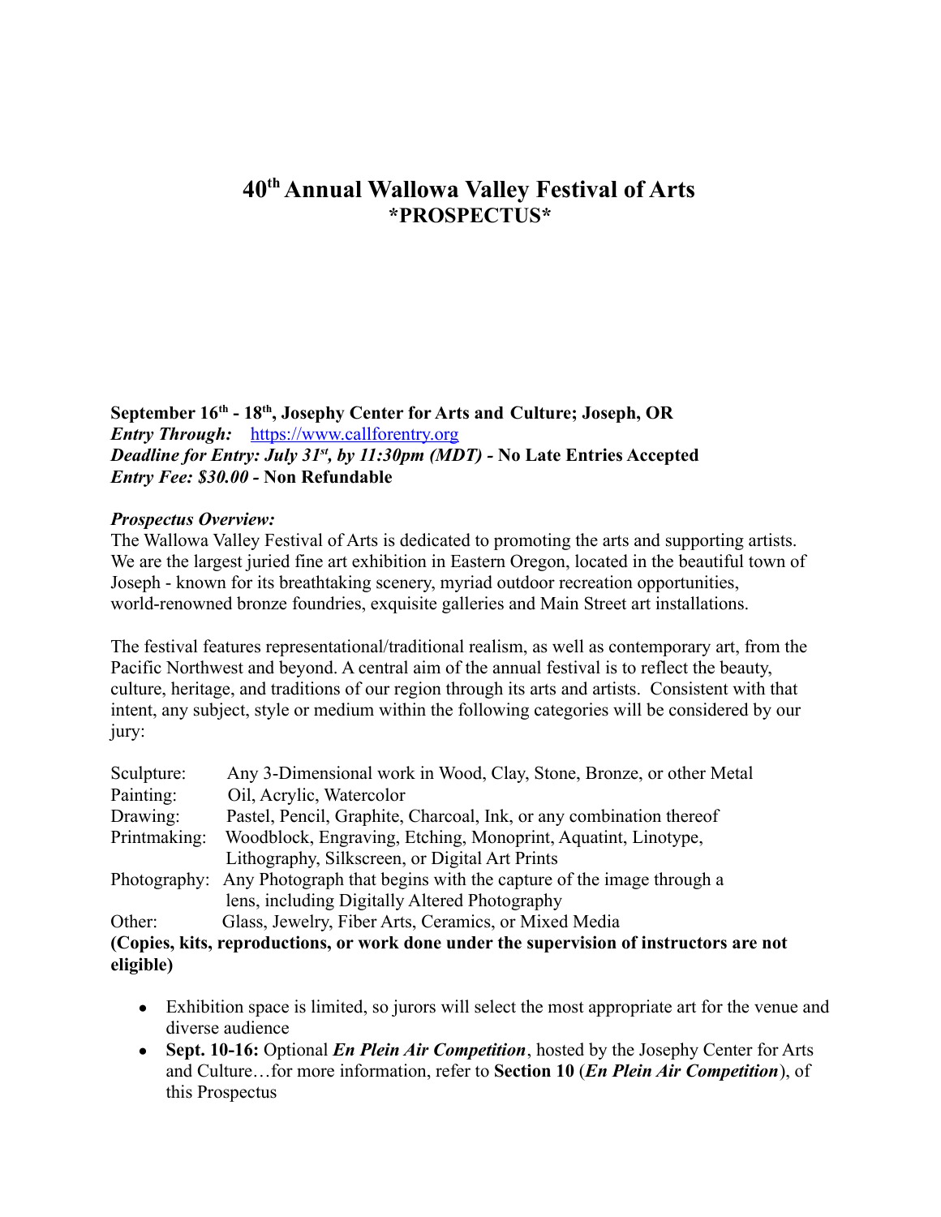# 40th Annual Wallowa Valley Festival of Arts
## *PROSPECTUS*

**September 16th - 18th, Josephy Center for Arts and Culture; Joseph, OR**
***Entry Through:*** https://www.callforentry.org
***Deadline for Entry: July 31st, by 11:30pm (MDT)* - No Late Entries Accepted**
***Entry Fee: $30.00* - Non Refundable**

***Prospectus Overview:***
The Wallowa Valley Festival of Arts is dedicated to promoting the arts and supporting artists. We are the largest juried fine art exhibition in Eastern Oregon, located in the beautiful town of Joseph - known for its breathtaking scenery, myriad outdoor recreation opportunities, world-renowned bronze foundries, exquisite galleries and Main Street art installations.

The festival features representational/traditional realism, as well as contemporary art, from the Pacific Northwest and beyond. A central aim of the annual festival is to reflect the beauty, culture, heritage, and traditions of our region through its arts and artists. Consistent with that intent, any subject, style or medium within the following categories will be considered by our jury:

| | |
|---|---|
| Sculpture: | Any 3-Dimensional work in Wood, Clay, Stone, Bronze, or other Metal |
| Painting: | Oil, Acrylic, Watercolor |
| Drawing: | Pastel, Pencil, Graphite, Charcoal, Ink, or any combination thereof |
| Printmaking: | Woodblock, Engraving, Etching, Monoprint, Aquatint, Linotype, Lithography, Silkscreen, or Digital Art Prints |
| Photography: | Any Photograph that begins with the capture of the image through a lens, including Digitally Altered Photography |
| Other: | Glass, Jewelry, Fiber Arts, Ceramics, or Mixed Media |

**(Copies, kits, reproductions, or work done under the supervision of instructors are not eligible)**

- Exhibition space is limited, so jurors will select the most appropriate art for the venue and diverse audience
- **Sept. 10-16:** Optional ***En Plein Air Competition***, hosted by the Josephy Center for Arts and Culture…for more information, refer to **Section 10** (***En Plein Air Competition***), of this Prospectus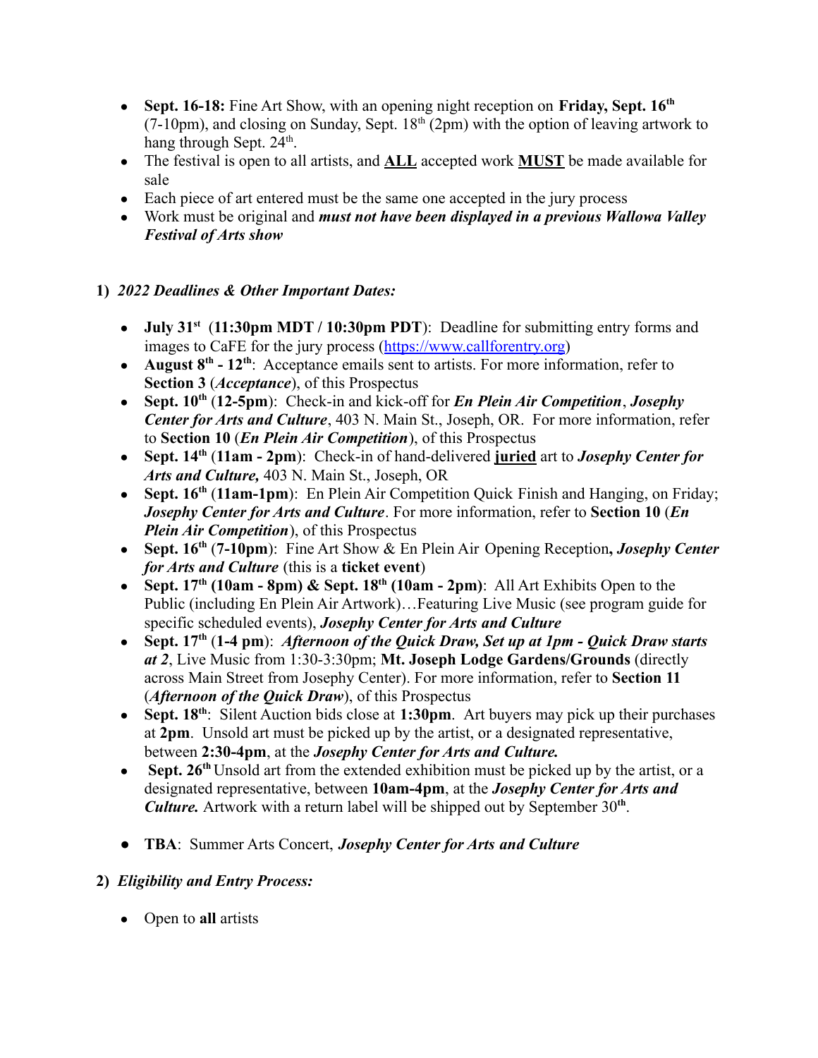- **Sept. 16-18:** Fine Art Show, with an opening night reception on **Friday, Sept. 16th** (7-10pm), and closing on Sunday, Sept. 18th (2pm) with the option of leaving artwork to hang through Sept. 24th.
- The festival is open to all artists, and **ALL** accepted work **MUST** be made available for sale
- Each piece of art entered must be the same one accepted in the jury process
- Work must be original and ***must not have been displayed in a previous Wallowa Valley Festival of Arts show***

**1)** ***2022 Deadlines & Other Important Dates:***

- **July 31st** (**11:30pm MDT / 10:30pm PDT**): Deadline for submitting entry forms and images to CaFE for the jury process (https://www.callforentry.org)
- **August 8th - 12th**: Acceptance emails sent to artists. For more information, refer to **Section 3** (***Acceptance***), of this Prospectus
- **Sept. 10th** (**12-5pm**): Check-in and kick-off for ***En Plein Air Competition***, ***Josephy Center for Arts and Culture***, 403 N. Main St., Joseph, OR. For more information, refer to **Section 10** (***En Plein Air Competition***), of this Prospectus
- **Sept. 14th** (**11am - 2pm**): Check-in of hand-delivered **juried** art to ***Josephy Center for Arts and Culture,*** 403 N. Main St., Joseph, OR
- **Sept. 16th** (**11am-1pm**): En Plein Air Competition Quick Finish and Hanging, on Friday; ***Josephy Center for Arts and Culture***. For more information, refer to **Section 10** (***En Plein Air Competition***), of this Prospectus
- **Sept. 16th** (**7-10pm**): Fine Art Show & En Plein Air Opening Reception**,** ***Josephy Center for Arts and Culture*** (this is a **ticket event**)
- **Sept. 17th (10am - 8pm) & Sept. 18th (10am - 2pm)**: All Art Exhibits Open to the Public (including En Plein Air Artwork)…Featuring Live Music (see program guide for specific scheduled events), ***Josephy Center for Arts and Culture***
- **Sept. 17th** (**1-4 pm**): ***Afternoon of the Quick Draw, Set up at 1pm - Quick Draw starts at 2***, Live Music from 1:30-3:30pm; **Mt. Joseph Lodge Gardens/Grounds** (directly across Main Street from Josephy Center). For more information, refer to **Section 11** (***Afternoon of the Quick Draw***), of this Prospectus
- **Sept. 18th**: Silent Auction bids close at **1:30pm**. Art buyers may pick up their purchases at **2pm**. Unsold art must be picked up by the artist, or a designated representative, between **2:30-4pm**, at the ***Josephy Center for Arts and Culture.***
- **Sept. 26th** Unsold art from the extended exhibition must be picked up by the artist, or a designated representative, between **10am-4pm**, at the ***Josephy Center for Arts and Culture.*** Artwork with a return label will be shipped out by September 30th.
- **TBA**: Summer Arts Concert, ***Josephy Center for Arts and Culture***

**2)** ***Eligibility and Entry Process:***

- Open to **all** artists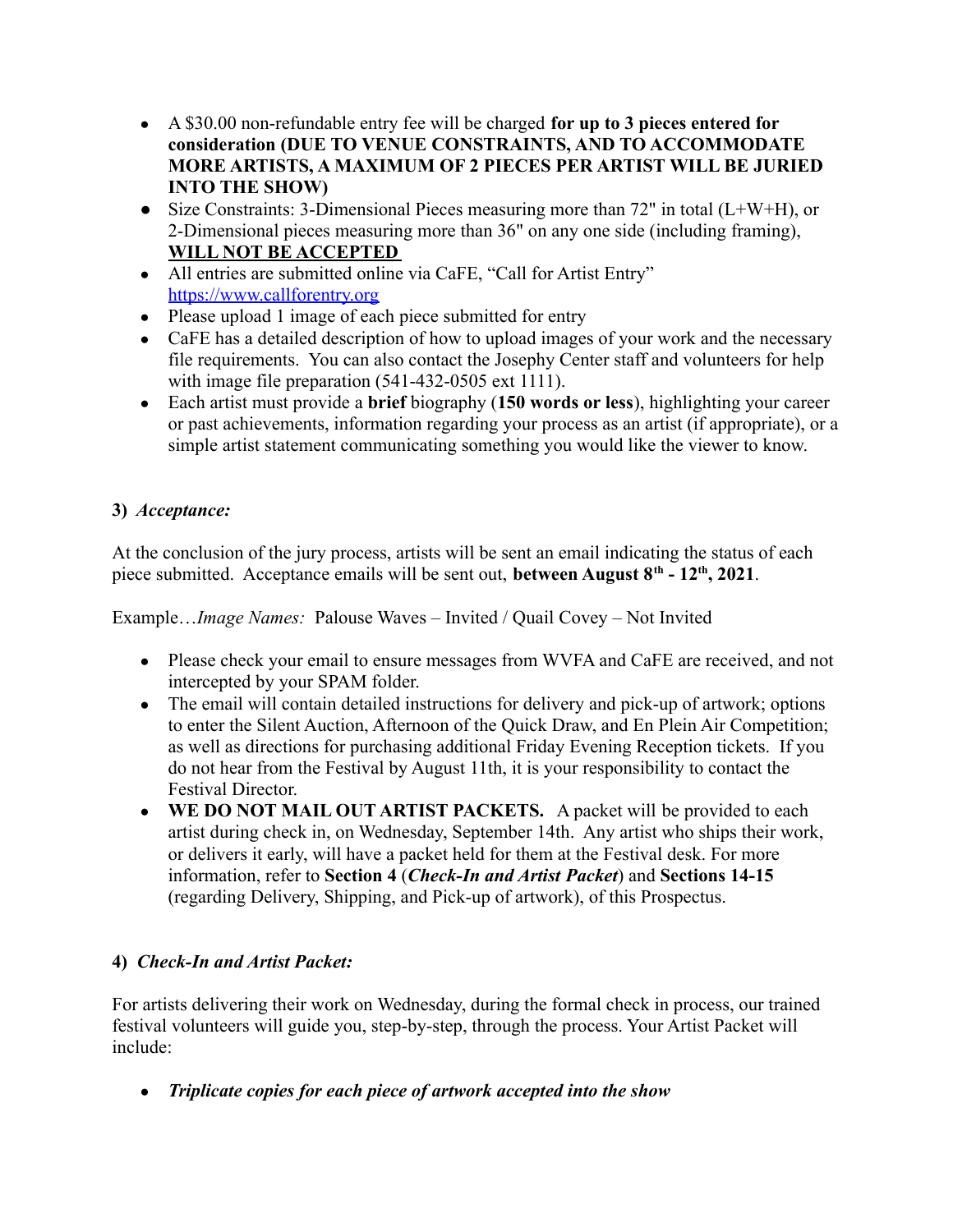- A $30.00 non-refundable entry fee will be charged **for up to 3 pieces entered for consideration (DUE TO VENUE CONSTRAINTS, AND TO ACCOMMODATE MORE ARTISTS, A MAXIMUM OF 2 PIECES PER ARTIST WILL BE JURIED INTO THE SHOW)**
- Size Constraints: 3-Dimensional Pieces measuring more than 72" in total (L+W+H), or 2-Dimensional pieces measuring more than 36" on any one side (including framing), **WILL NOT BE ACCEPTED**
- All entries are submitted online via CaFE, "Call for Artist Entry" [https://www.callforentry.org](https://www.callforentry.org)
- Please upload 1 image of each piece submitted for entry
- CaFE has a detailed description of how to upload images of your work and the necessary file requirements. You can also contact the Josephy Center staff and volunteers for help with image file preparation (541-432-0505 ext 1111).
- Each artist must provide a **brief** biography (**150 words or less**), highlighting your career or past achievements, information regarding your process as an artist (if appropriate), or a simple artist statement communicating something you would like the viewer to know.

### 3) *Acceptance:*

At the conclusion of the jury process, artists will be sent an email indicating the status of each piece submitted. Acceptance emails will be sent out, **between August 8th - 12th, 2021**.

Example…*Image Names:* Palouse Waves – Invited / Quail Covey – Not Invited

- Please check your email to ensure messages from WVFA and CaFE are received, and not intercepted by your SPAM folder.
- The email will contain detailed instructions for delivery and pick-up of artwork; options to enter the Silent Auction, Afternoon of the Quick Draw, and En Plein Air Competition; as well as directions for purchasing additional Friday Evening Reception tickets. If you do not hear from the Festival by August 11th, it is your responsibility to contact the Festival Director.
- **WE DO NOT MAIL OUT ARTIST PACKETS.** A packet will be provided to each artist during check in, on Wednesday, September 14th. Any artist who ships their work, or delivers it early, will have a packet held for them at the Festival desk. For more information, refer to **Section 4** (***Check-In and Artist Packet***) and **Sections 14-15** (regarding Delivery, Shipping, and Pick-up of artwork), of this Prospectus.

### 4) *Check-In and Artist Packet:*

For artists delivering their work on Wednesday, during the formal check in process, our trained festival volunteers will guide you, step-by-step, through the process. Your Artist Packet will include:

- ***Triplicate copies for each piece of artwork accepted into the show***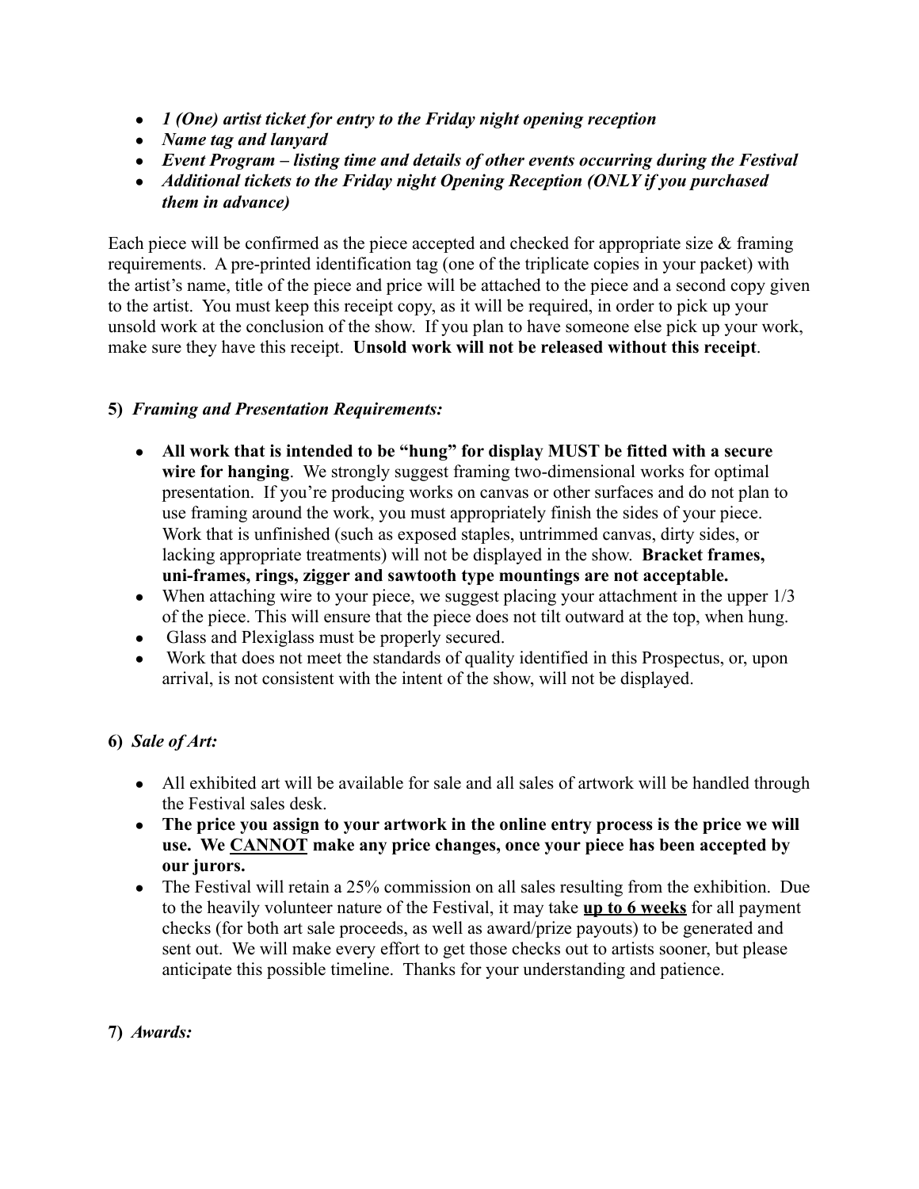- ***1 (One) artist ticket for entry to the Friday night opening reception***
- ***Name tag and lanyard***
- ***Event Program – listing time and details of other events occurring during the Festival***
- ***Additional tickets to the Friday night Opening Reception (ONLY if you purchased them in advance)***

Each piece will be confirmed as the piece accepted and checked for appropriate size & framing requirements. A pre-printed identification tag (one of the triplicate copies in your packet) with the artist's name, title of the piece and price will be attached to the piece and a second copy given to the artist. You must keep this receipt copy, as it will be required, in order to pick up your unsold work at the conclusion of the show. If you plan to have someone else pick up your work, make sure they have this receipt. **Unsold work will not be released without this receipt**.

**5)** ***Framing and Presentation Requirements:***

- **All work that is intended to be "hung" for display MUST be fitted with a secure wire for hanging**. We strongly suggest framing two-dimensional works for optimal presentation. If you're producing works on canvas or other surfaces and do not plan to use framing around the work, you must appropriately finish the sides of your piece. Work that is unfinished (such as exposed staples, untrimmed canvas, dirty sides, or lacking appropriate treatments) will not be displayed in the show. **Bracket frames, uni-frames, rings, zigger and sawtooth type mountings are not acceptable.**
- When attaching wire to your piece, we suggest placing your attachment in the upper 1/3 of the piece. This will ensure that the piece does not tilt outward at the top, when hung.
- Glass and Plexiglass must be properly secured.
- Work that does not meet the standards of quality identified in this Prospectus, or, upon arrival, is not consistent with the intent of the show, will not be displayed.

**6)** ***Sale of Art:***

- All exhibited art will be available for sale and all sales of artwork will be handled through the Festival sales desk.
- **The price you assign to your artwork in the online entry process is the price we will use. We <u>CANNOT</u> make any price changes, once your piece has been accepted by our jurors.**
- The Festival will retain a 25% commission on all sales resulting from the exhibition. Due to the heavily volunteer nature of the Festival, it may take **<u>up to 6 weeks</u>** for all payment checks (for both art sale proceeds, as well as award/prize payouts) to be generated and sent out. We will make every effort to get those checks out to artists sooner, but please anticipate this possible timeline. Thanks for your understanding and patience.

**7)** ***Awards:***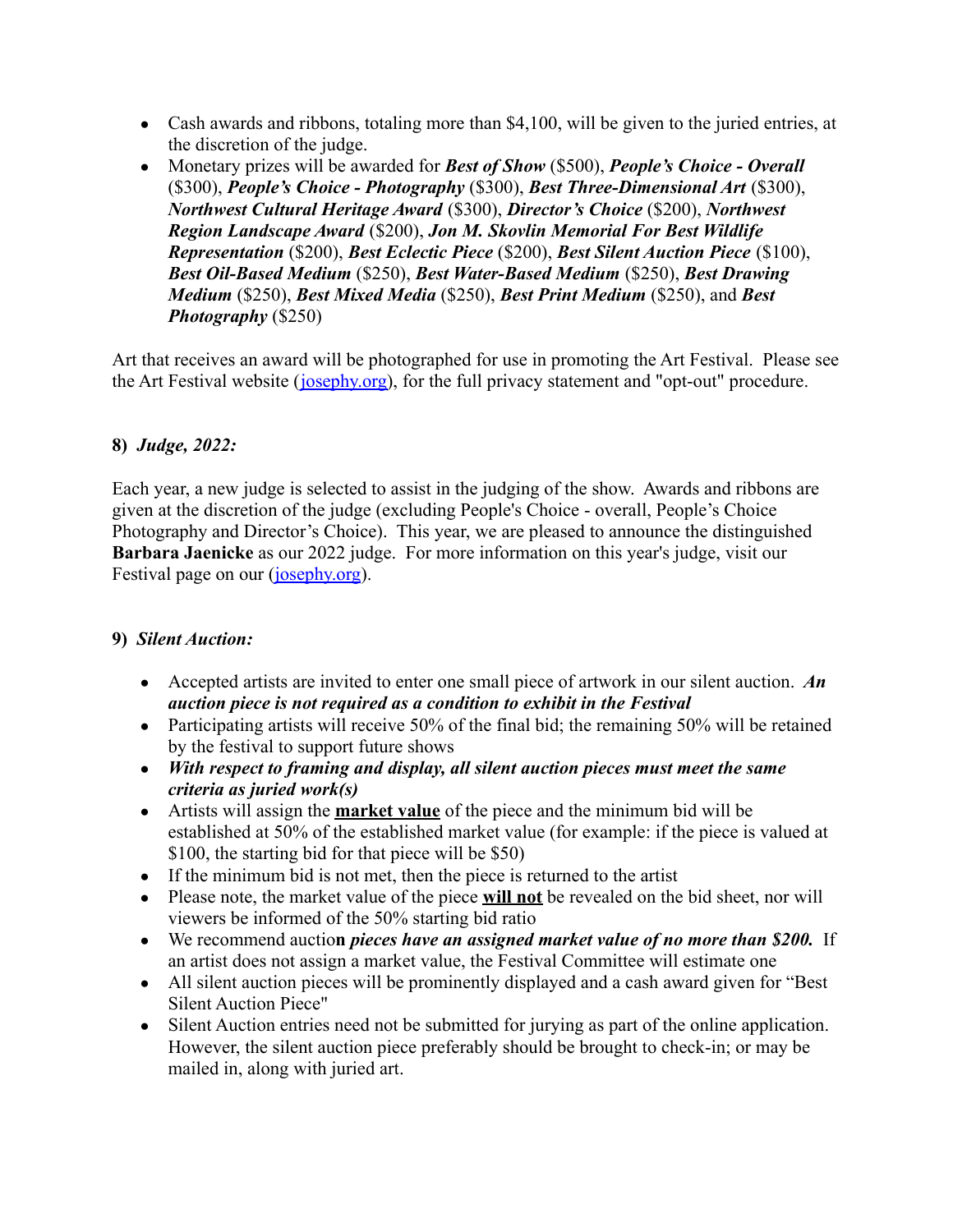- Cash awards and ribbons, totaling more than $4,100, will be given to the juried entries, at the discretion of the judge.
- Monetary prizes will be awarded for ***Best of Show*** ($500), ***People's Choice - Overall*** ($300), ***People's Choice - Photography*** ($300), ***Best Three-Dimensional Art*** ($300), ***Northwest Cultural Heritage Award*** ($300), ***Director's Choice*** ($200), ***Northwest Region Landscape Award*** ($200), ***Jon M. Skovlin Memorial For Best Wildlife Representation*** ($200), ***Best Eclectic Piece*** ($200), ***Best Silent Auction Piece*** ($100), ***Best Oil-Based Medium*** ($250), ***Best Water-Based Medium*** ($250), ***Best Drawing Medium*** ($250), ***Best Mixed Media*** ($250), ***Best Print Medium*** ($250), and ***Best Photography*** ($250)

Art that receives an award will be photographed for use in promoting the Art Festival. Please see the Art Festival website ([josephy.org](josephy.org)), for the full privacy statement and "opt-out" procedure.

**8)** ***Judge, 2022:***

Each year, a new judge is selected to assist in the judging of the show. Awards and ribbons are given at the discretion of the judge (excluding People's Choice - overall, People's Choice Photography and Director's Choice). This year, we are pleased to announce the distinguished **Barbara Jaenicke** as our 2022 judge. For more information on this year's judge, visit our Festival page on our ([josephy.org](josephy.org)).

**9)** ***Silent Auction:***

- Accepted artists are invited to enter one small piece of artwork in our silent auction. ***An auction piece is not required as a condition to exhibit in the Festival***
- Participating artists will receive 50% of the final bid; the remaining 50% will be retained by the festival to support future shows
- ***With respect to framing and display, all silent auction pieces must meet the same criteria as juried work(s)***
- Artists will assign the **<u>market value</u>** of the piece and the minimum bid will be established at 50% of the established market value (for example: if the piece is valued at $100, the starting bid for that piece will be $50)
- If the minimum bid is not met, then the piece is returned to the artist
- Please note, the market value of the piece **<u>will not</u>** be revealed on the bid sheet, nor will viewers be informed of the 50% starting bid ratio
- We recommend auctio***n pieces have an assigned market value of no more than $200.*** If an artist does not assign a market value, the Festival Committee will estimate one
- All silent auction pieces will be prominently displayed and a cash award given for "Best Silent Auction Piece"
- Silent Auction entries need not be submitted for jurying as part of the online application. However, the silent auction piece preferably should be brought to check-in; or may be mailed in, along with juried art.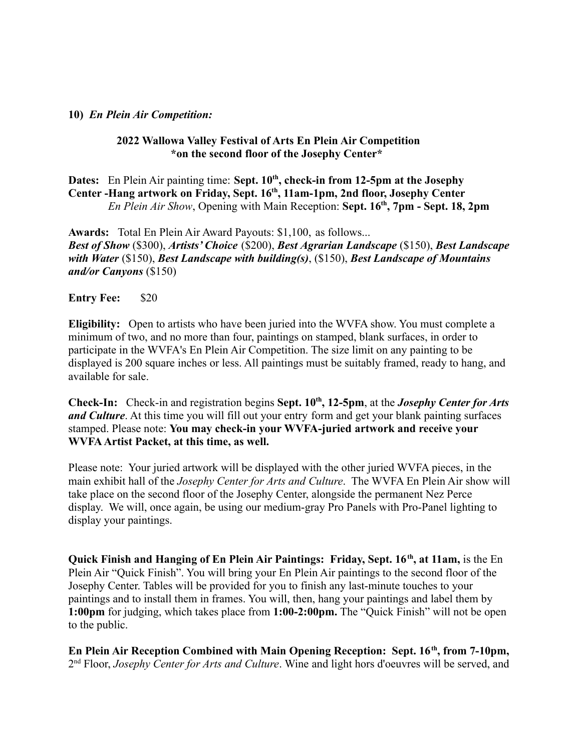**10)** ***En Plein Air Competition:***

**2022 Wallowa Valley Festival of Arts En Plein Air Competition**
**\*on the second floor of the Josephy Center\***

**Dates:** En Plein Air painting time: **Sept. 10th, check-in from 12-5pm at the Josephy Center -Hang artwork on Friday, Sept. 16th, 11am-1pm, 2nd floor, Josephy Center**
*En Plein Air Show*, Opening with Main Reception: **Sept. 16th, 7pm - Sept. 18, 2pm**

**Awards:** Total En Plein Air Award Payouts: $1,100, as follows...
***Best of Show*** ($300), ***Artists' Choice*** ($200), ***Best Agrarian Landscape*** ($150), ***Best Landscape with Water*** ($150), ***Best Landscape with building(s)***, ($150), ***Best Landscape of Mountains and/or Canyons*** ($150)

**Entry Fee:** $20

**Eligibility:** Open to artists who have been juried into the WVFA show. You must complete a minimum of two, and no more than four, paintings on stamped, blank surfaces, in order to participate in the WVFA's En Plein Air Competition. The size limit on any painting to be displayed is 200 square inches or less. All paintings must be suitably framed, ready to hang, and available for sale.

**Check-In:** Check-in and registration begins **Sept. 10th, 12-5pm**, at the ***Josephy Center for Arts and Culture***. At this time you will fill out your entry form and get your blank painting surfaces stamped. Please note: **You may check-in your WVFA-juried artwork and receive your WVFA Artist Packet, at this time, as well.**

Please note: Your juried artwork will be displayed with the other juried WVFA pieces, in the main exhibit hall of the *Josephy Center for Arts and Culture*. The WVFA En Plein Air show will take place on the second floor of the Josephy Center, alongside the permanent Nez Perce display. We will, once again, be using our medium-gray Pro Panels with Pro-Panel lighting to display your paintings.

**Quick Finish and Hanging of En Plein Air Paintings: Friday, Sept. 16th, at 11am,** is the En Plein Air "Quick Finish". You will bring your En Plein Air paintings to the second floor of the Josephy Center. Tables will be provided for you to finish any last-minute touches to your paintings and to install them in frames. You will, then, hang your paintings and label them by **1:00pm** for judging, which takes place from **1:00-2:00pm.** The "Quick Finish" will not be open to the public.

**En Plein Air Reception Combined with Main Opening Reception: Sept. 16th, from 7-10pm,** 2nd Floor, *Josephy Center for Arts and Culture*. Wine and light hors d'oeuvres will be served, and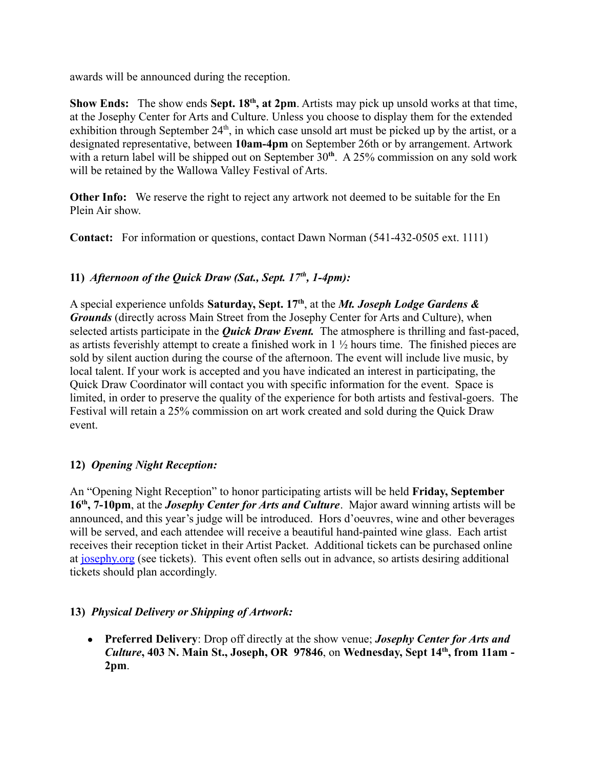awards will be announced during the reception.

**Show Ends:** The show ends **Sept. 18th, at 2pm**. Artists may pick up unsold works at that time, at the Josephy Center for Arts and Culture. Unless you choose to display them for the extended exhibition through September 24th, in which case unsold art must be picked up by the artist, or a designated representative, between **10am-4pm** on September 26th or by arrangement. Artwork with a return label will be shipped out on September 30**th**. A 25% commission on any sold work will be retained by the Wallowa Valley Festival of Arts.

**Other Info:** We reserve the right to reject any artwork not deemed to be suitable for the En Plein Air show.

**Contact:** For information or questions, contact Dawn Norman (541-432-0505 ext. 1111)

### 11) *Afternoon of the Quick Draw (Sat., Sept. 17th, 1-4pm):*

A special experience unfolds **Saturday, Sept. 17th**, at the ***Mt. Joseph Lodge Gardens & Grounds*** (directly across Main Street from the Josephy Center for Arts and Culture), when selected artists participate in the ***Quick Draw Event.*** The atmosphere is thrilling and fast-paced, as artists feverishly attempt to create a finished work in 1 ½ hours time. The finished pieces are sold by silent auction during the course of the afternoon. The event will include live music, by local talent. If your work is accepted and you have indicated an interest in participating, the Quick Draw Coordinator will contact you with specific information for the event. Space is limited, in order to preserve the quality of the experience for both artists and festival-goers. The Festival will retain a 25% commission on art work created and sold during the Quick Draw event.

### 12) *Opening Night Reception:*

An "Opening Night Reception" to honor participating artists will be held **Friday, September 16th, 7-10pm**, at the ***Josephy Center for Arts and Culture***. Major award winning artists will be announced, and this year's judge will be introduced. Hors d'oeuvres, wine and other beverages will be served, and each attendee will receive a beautiful hand-painted wine glass. Each artist receives their reception ticket in their Artist Packet. Additional tickets can be purchased online at josephy.org (see tickets). This event often sells out in advance, so artists desiring additional tickets should plan accordingly.

### 13) *Physical Delivery or Shipping of Artwork:*

- **Preferred Delivery**: Drop off directly at the show venue; ***Josephy Center for Arts and Culture*****, 403 N. Main St., Joseph, OR 97846**, on **Wednesday, Sept 14th, from 11am - 2pm**.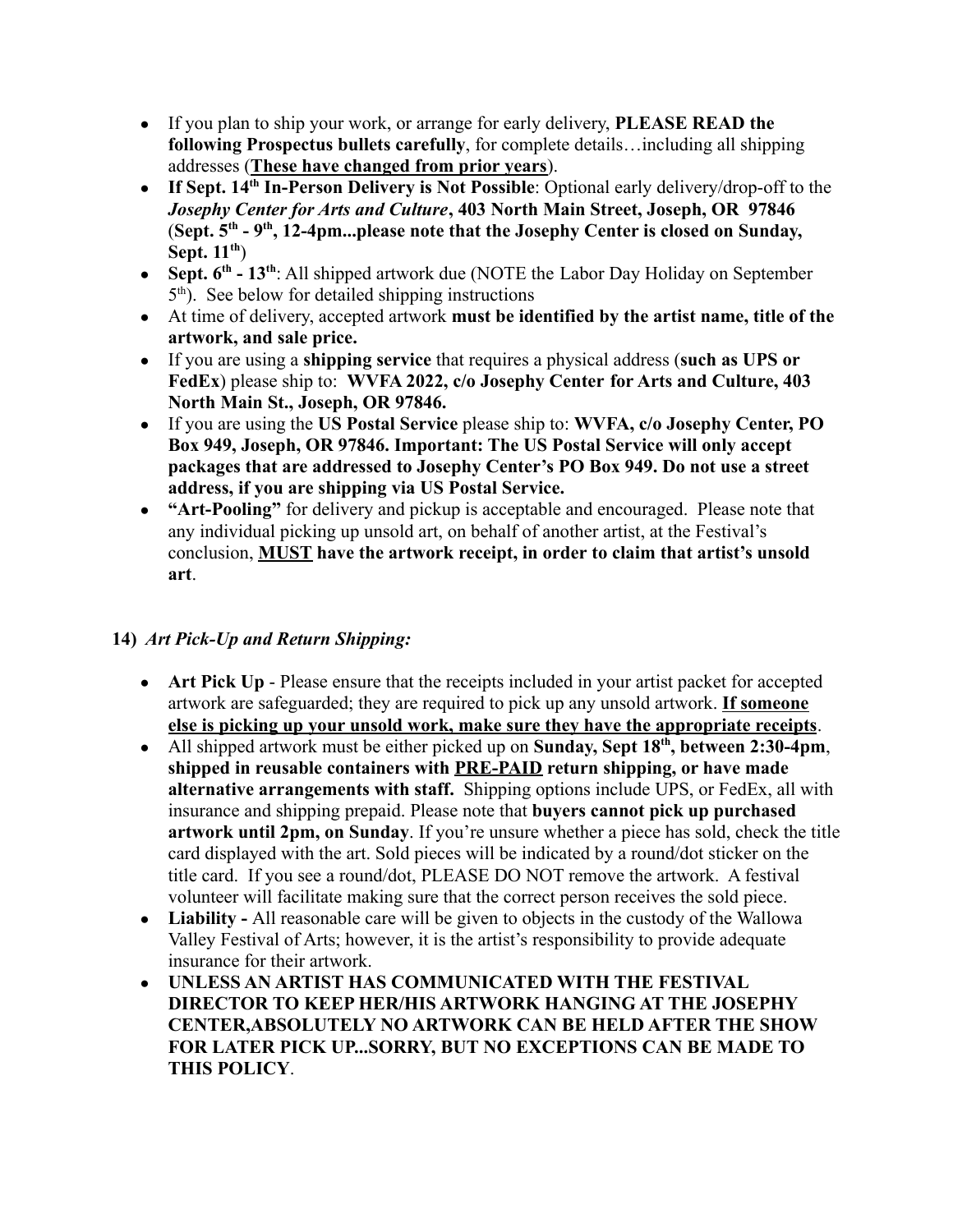- If you plan to ship your work, or arrange for early delivery, **PLEASE READ the following Prospectus bullets carefully**, for complete details…including all shipping addresses (**<u>These have changed from prior years</u>**).
- **If Sept. 14th In-Person Delivery is Not Possible**: Optional early delivery/drop-off to the ***Josephy Center for Arts and Culture*, 403 North Main Street, Joseph, OR 97846** (**Sept. 5th - 9th, 12-4pm...please note that the Josephy Center is closed on Sunday, Sept. 11th**)
- **Sept. 6th - 13th**: All shipped artwork due (NOTE the Labor Day Holiday on September 5th). See below for detailed shipping instructions
- At time of delivery, accepted artwork **must be identified by the artist name, title of the artwork, and sale price.**
- If you are using a **shipping service** that requires a physical address (**such as UPS or FedEx**) please ship to: **WVFA 2022, c/o Josephy Center for Arts and Culture, 403 North Main St., Joseph, OR 97846.**
- If you are using the **US Postal Service** please ship to: **WVFA, c/o Josephy Center, PO Box 949, Joseph, OR 97846. Important: The US Postal Service will only accept packages that are addressed to Josephy Center's PO Box 949. Do not use a street address, if you are shipping via US Postal Service.**
- **"Art-Pooling"** for delivery and pickup is acceptable and encouraged. Please note that any individual picking up unsold art, on behalf of another artist, at the Festival's conclusion, **<u>MUST</u> have the artwork receipt, in order to claim that artist's unsold art**.

**14)** ***Art Pick-Up and Return Shipping:***

- **Art Pick Up** - Please ensure that the receipts included in your artist packet for accepted artwork are safeguarded; they are required to pick up any unsold artwork. **<u>If someone else is picking up your unsold work, make sure they have the appropriate receipts</u>**.
- All shipped artwork must be either picked up on **Sunday, Sept 18th, between 2:30-4pm, shipped in reusable containers with <u>PRE-PAID</u> return shipping, or have made alternative arrangements with staff.** Shipping options include UPS, or FedEx, all with insurance and shipping prepaid. Please note that **buyers cannot pick up purchased artwork until 2pm, on Sunday**. If you're unsure whether a piece has sold, check the title card displayed with the art. Sold pieces will be indicated by a round/dot sticker on the title card. If you see a round/dot, PLEASE DO NOT remove the artwork. A festival volunteer will facilitate making sure that the correct person receives the sold piece.
- **Liability -** All reasonable care will be given to objects in the custody of the Wallowa Valley Festival of Arts; however, it is the artist's responsibility to provide adequate insurance for their artwork.
- **UNLESS AN ARTIST HAS COMMUNICATED WITH THE FESTIVAL DIRECTOR TO KEEP HER/HIS ARTWORK HANGING AT THE JOSEPHY CENTER,ABSOLUTELY NO ARTWORK CAN BE HELD AFTER THE SHOW FOR LATER PICK UP...SORRY, BUT NO EXCEPTIONS CAN BE MADE TO THIS POLICY**.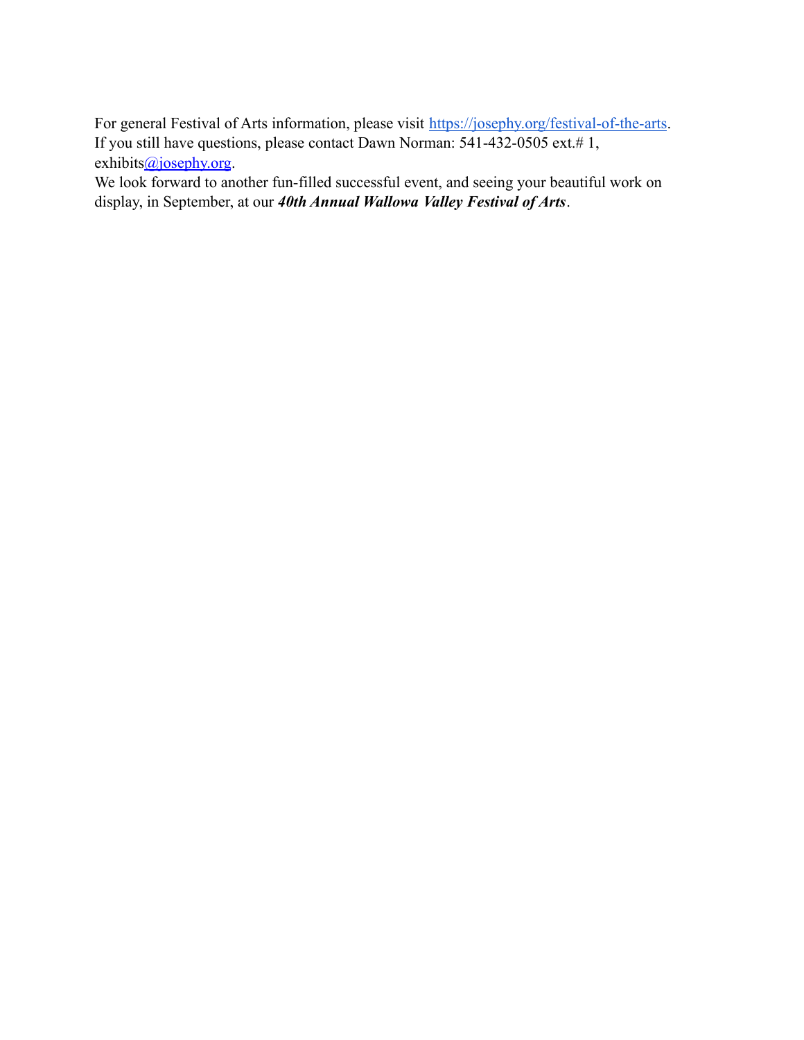For general Festival of Arts information, please visit https://josephy.org/festival-of-the-arts.
If you still have questions, please contact Dawn Norman: 541-432-0505 ext.# 1, exhibits@josephy.org.
We look forward to another fun-filled successful event, and seeing your beautiful work on display, in September, at our ***40th Annual Wallowa Valley Festival of Arts***.